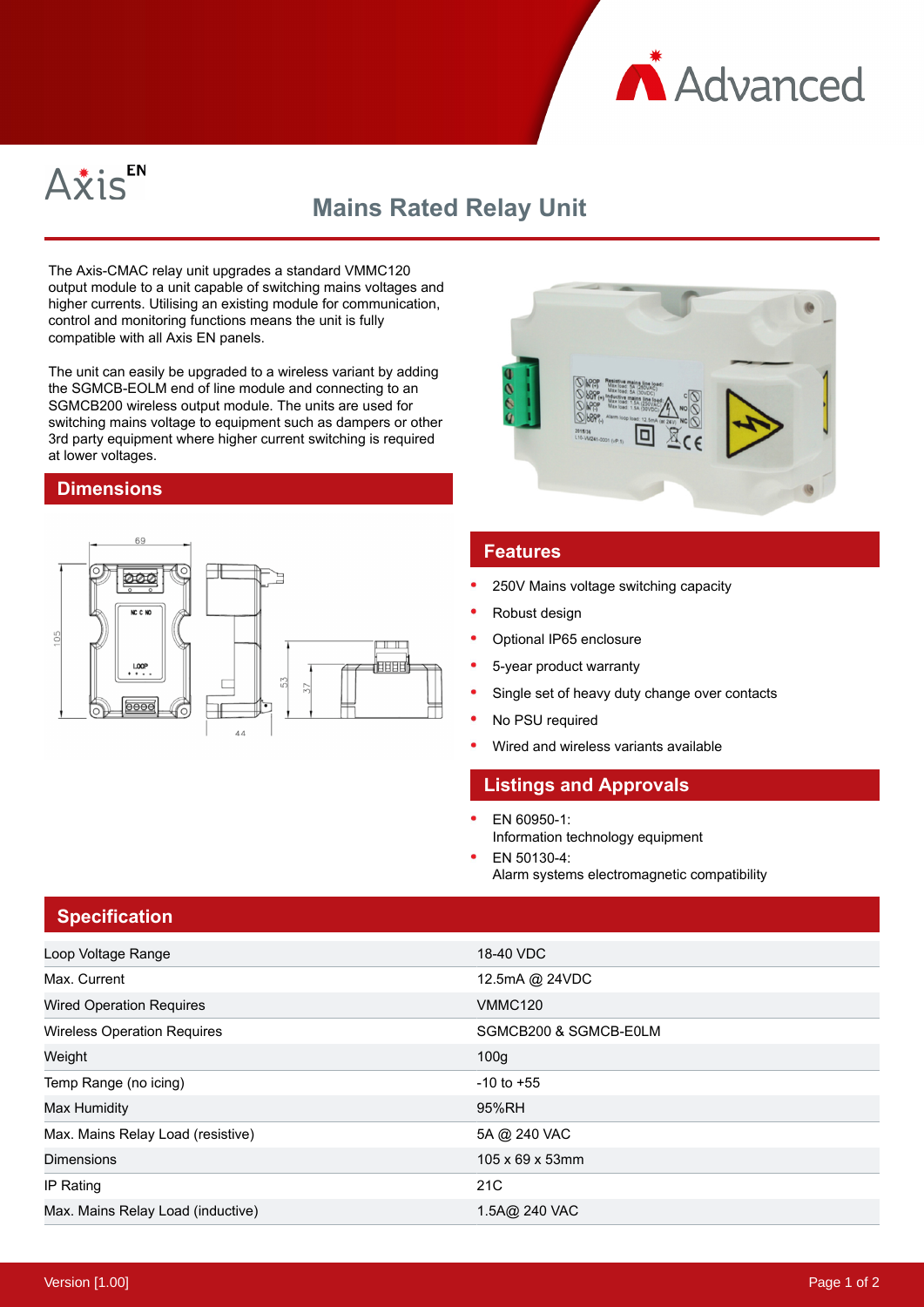Advanced

Axis EN

# Mains Rated Relay Unit

The Axis-CMAC relay unit upgrades a standard VMMC120 output module to a unit capable of switching mains voltages and higher currents. Utilising an existing module for communication, control and monitoring functions means the unit is fully compatible with all Axis EN panels.

The unit can easily be upgraded to a wireless variant by adding the SGMCB-EOLM end of line module and connecting to an SGMCB200 wireless output module. The units are used for switching mains voltage to equipment such as dampers or other 3rd party equipment where higher current switching is required at lower voltages.

## Dimensions

## Features

- 250V Mains voltage switching capacity
- Robust design
- Optional IP65 enclosure
- 5-year product warranty
- Single set of heavy duty change over contacts
- No PSU required
- Wired and wireless variants available

## Listings and Approvals

- EN 60950-1:
  Information technology equipment
- EN 50130-4:
  Alarm systems electromagnetic compatibility

## Specification

| | |
|---|---|
| Loop Voltage Range | 18-40 VDC |
| Max. Current | 12.5mA @ 24VDC |
| Wired Operation Requires | VMMC120 |
| Wireless Operation Requires | SGMCB200 & SGMCB-E0LM |
| Weight | 100g |
| Temp Range (no icing) | -10 to +55 |
| Max Humidity | 95%RH |
| Max. Mains Relay Load (resistive) | 5A @ 240 VAC |
| Dimensions | 105 x 69 x 53mm |
| IP Rating | 21C |
| Max. Mains Relay Load (inductive) | 1.5A@ 240 VAC |

Version [1.00]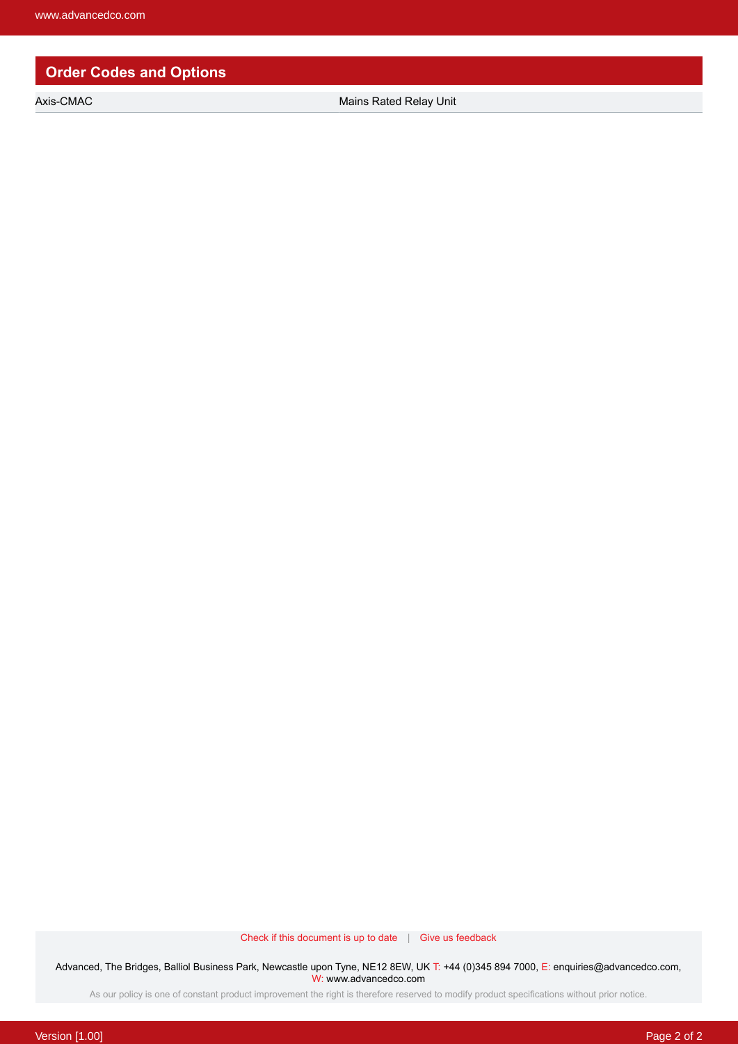## Order Codes and Options

| | |
|---|---|
| Axis-CMAC | Mains Rated Relay Unit |

Check if this document is up to date | Give us feedback

Advanced, The Bridges, Balliol Business Park, Newcastle upon Tyne, NE12 8EW, UK T: +44 (0)345 894 7000, E: enquiries@advancedco.com, W: www.advancedco.com

As our policy is one of constant product improvement the right is therefore reserved to modify product specifications without prior notice.

Version [1.00]